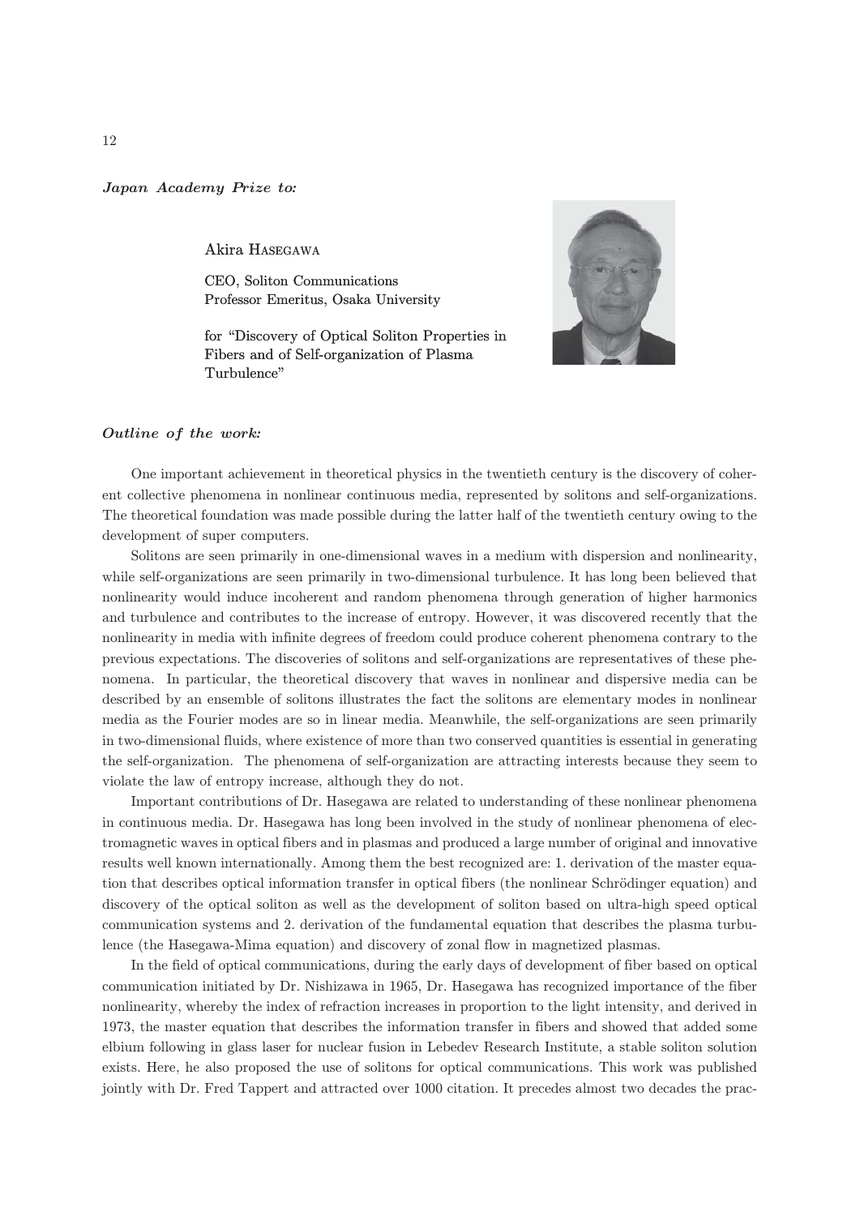***Japan Academy Prize to:***

Akira Hasegawa

CEO, Soliton Communications
Professor Emeritus, Osaka University

for "Discovery of Optical Soliton Properties in Fibers and of Self-organization of Plasma Turbulence"

***Outline of the work:***

One important achievement in theoretical physics in the twentieth century is the discovery of coherent collective phenomena in nonlinear continuous media, represented by solitons and self-organizations. The theoretical foundation was made possible during the latter half of the twentieth century owing to the development of super computers.

Solitons are seen primarily in one-dimensional waves in a medium with dispersion and nonlinearity, while self-organizations are seen primarily in two-dimensional turbulence. It has long been believed that nonlinearity would induce incoherent and random phenomena through generation of higher harmonics and turbulence and contributes to the increase of entropy. However, it was discovered recently that the nonlinearity in media with infinite degrees of freedom could produce coherent phenomena contrary to the previous expectations. The discoveries of solitons and self-organizations are representatives of these phenomena. In particular, the theoretical discovery that waves in nonlinear and dispersive media can be described by an ensemble of solitons illustrates the fact the solitons are elementary modes in nonlinear media as the Fourier modes are so in linear media. Meanwhile, the self-organizations are seen primarily in two-dimensional fluids, where existence of more than two conserved quantities is essential in generating the self-organization. The phenomena of self-organization are attracting interests because they seem to violate the law of entropy increase, although they do not.

Important contributions of Dr. Hasegawa are related to understanding of these nonlinear phenomena in continuous media. Dr. Hasegawa has long been involved in the study of nonlinear phenomena of electromagnetic waves in optical fibers and in plasmas and produced a large number of original and innovative results well known internationally. Among them the best recognized are: 1. derivation of the master equation that describes optical information transfer in optical fibers (the nonlinear Schrödinger equation) and discovery of the optical soliton as well as the development of soliton based on ultra-high speed optical communication systems and 2. derivation of the fundamental equation that describes the plasma turbulence (the Hasegawa-Mima equation) and discovery of zonal flow in magnetized plasmas.

In the field of optical communications, during the early days of development of fiber based on optical communication initiated by Dr. Nishizawa in 1965, Dr. Hasegawa has recognized importance of the fiber nonlinearity, whereby the index of refraction increases in proportion to the light intensity, and derived in 1973, the master equation that describes the information transfer in fibers and showed that added some elbium following in glass laser for nuclear fusion in Lebedev Research Institute, a stable soliton solution exists. Here, he also proposed the use of solitons for optical communications. This work was published jointly with Dr. Fred Tappert and attracted over 1000 citation. It precedes almost two decades the prac-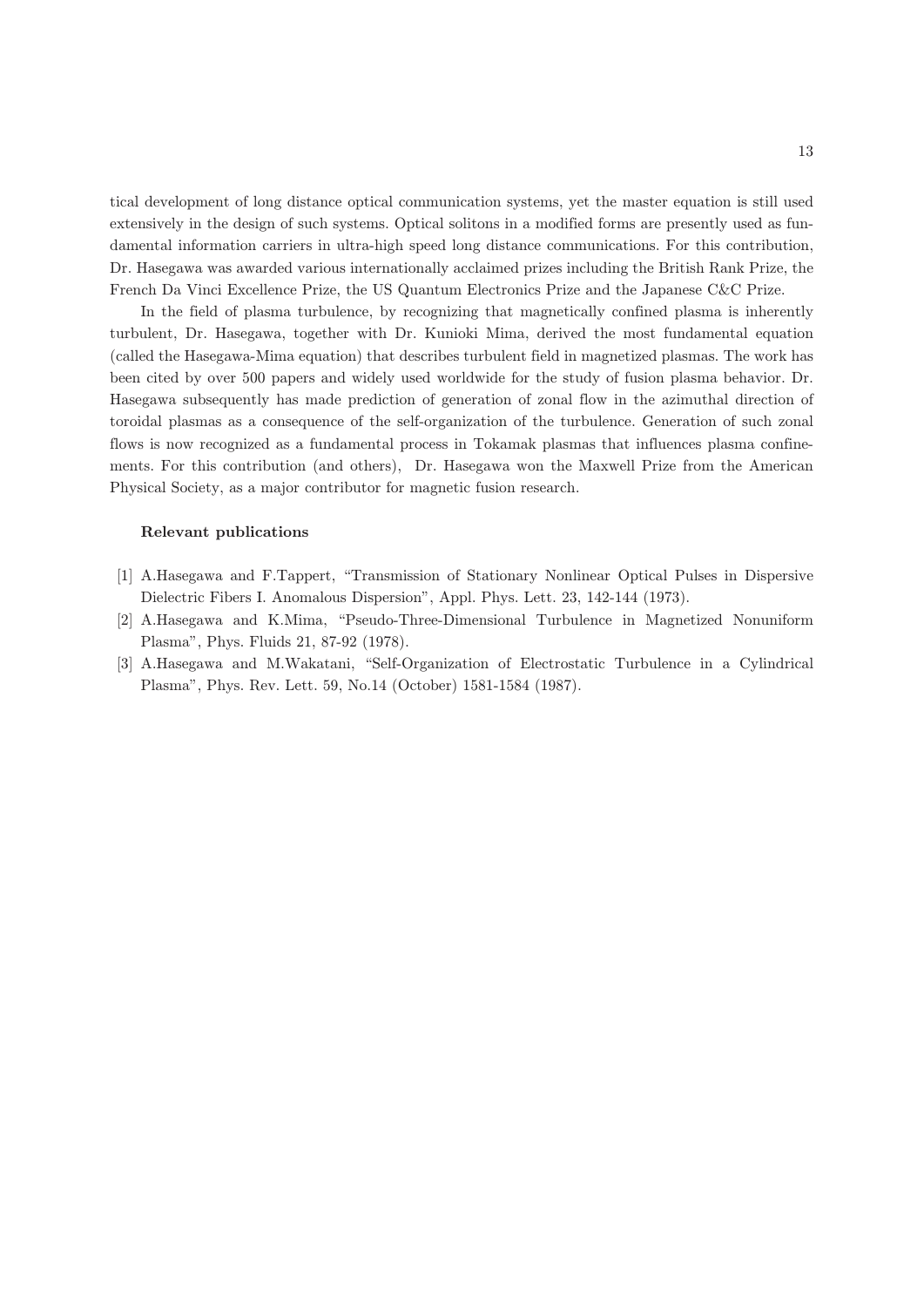tical development of long distance optical communication systems, yet the master equation is still used extensively in the design of such systems. Optical solitons in a modified forms are presently used as fundamental information carriers in ultra-high speed long distance communications. For this contribution, Dr. Hasegawa was awarded various internationally acclaimed prizes including the British Rank Prize, the French Da Vinci Excellence Prize, the US Quantum Electronics Prize and the Japanese C&C Prize.

In the field of plasma turbulence, by recognizing that magnetically confined plasma is inherently turbulent, Dr. Hasegawa, together with Dr. Kunioki Mima, derived the most fundamental equation (called the Hasegawa-Mima equation) that describes turbulent field in magnetized plasmas. The work has been cited by over 500 papers and widely used worldwide for the study of fusion plasma behavior. Dr. Hasegawa subsequently has made prediction of generation of zonal flow in the azimuthal direction of toroidal plasmas as a consequence of the self-organization of the turbulence. Generation of such zonal flows is now recognized as a fundamental process in Tokamak plasmas that influences plasma confinements. For this contribution (and others), Dr. Hasegawa won the Maxwell Prize from the American Physical Society, as a major contributor for magnetic fusion research.

**Relevant publications**

[1] A.Hasegawa and F.Tappert, "Transmission of Stationary Nonlinear Optical Pulses in Dispersive Dielectric Fibers I. Anomalous Dispersion", Appl. Phys. Lett. 23, 142-144 (1973).

[2] A.Hasegawa and K.Mima, "Pseudo-Three-Dimensional Turbulence in Magnetized Nonuniform Plasma", Phys. Fluids 21, 87-92 (1978).

[3] A.Hasegawa and M.Wakatani, "Self-Organization of Electrostatic Turbulence in a Cylindrical Plasma", Phys. Rev. Lett. 59, No.14 (October) 1581-1584 (1987).